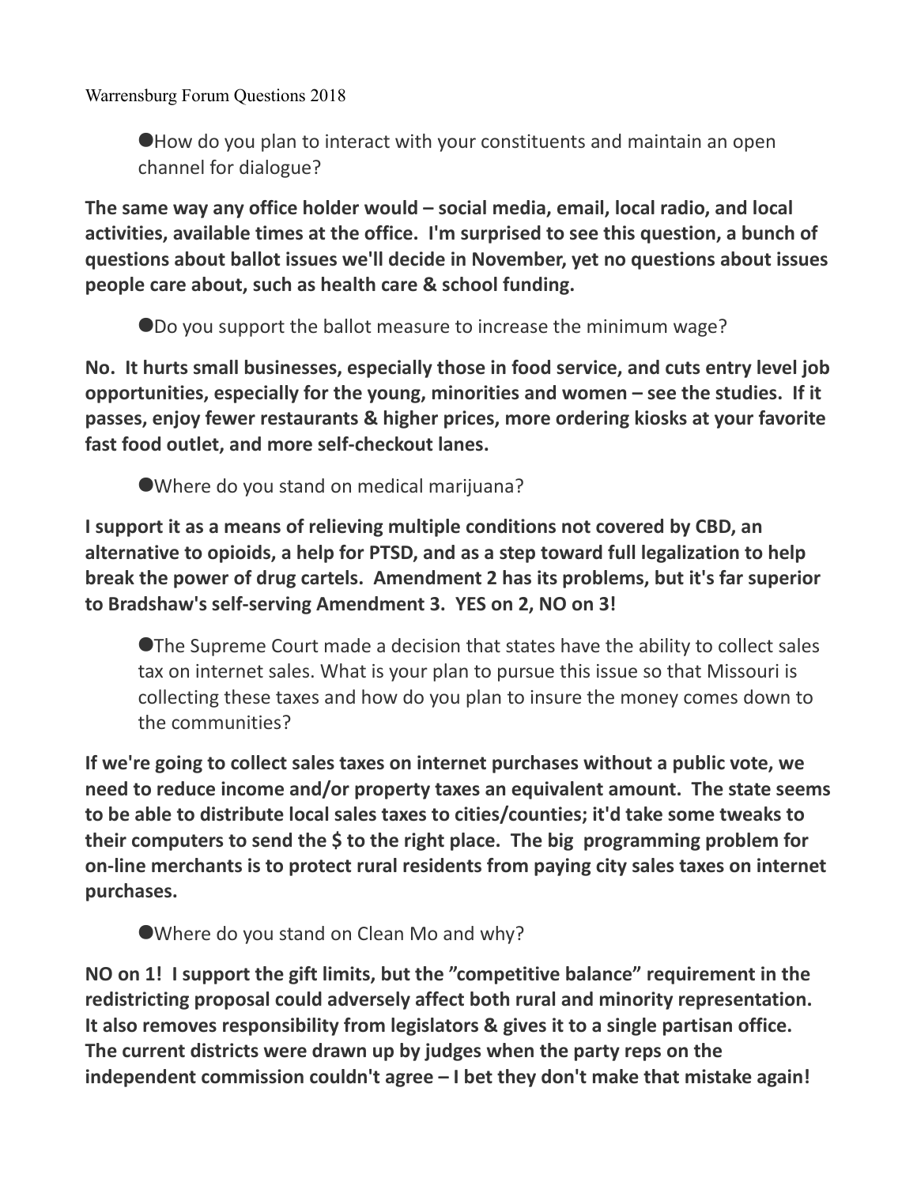Warrensburg Forum Questions 2018

- How do you plan to interact with your constituents and maintain an open channel for dialogue?

**The same way any office holder would – social media, email, local radio, and local activities, available times at the office. I'm surprised to see this question, a bunch of questions about ballot issues we'll decide in November, yet no questions about issues people care about, such as health care & school funding.**

- Do you support the ballot measure to increase the minimum wage?

**No. It hurts small businesses, especially those in food service, and cuts entry level job opportunities, especially for the young, minorities and women – see the studies. If it passes, enjoy fewer restaurants & higher prices, more ordering kiosks at your favorite fast food outlet, and more self-checkout lanes.**

- Where do you stand on medical marijuana?

**I support it as a means of relieving multiple conditions not covered by CBD, an alternative to opioids, a help for PTSD, and as a step toward full legalization to help break the power of drug cartels. Amendment 2 has its problems, but it's far superior to Bradshaw's self-serving Amendment 3. YES on 2, NO on 3!**

- The Supreme Court made a decision that states have the ability to collect sales tax on internet sales. What is your plan to pursue this issue so that Missouri is collecting these taxes and how do you plan to insure the money comes down to the communities?

**If we're going to collect sales taxes on internet purchases without a public vote, we need to reduce income and/or property taxes an equivalent amount. The state seems to be able to distribute local sales taxes to cities/counties; it'd take some tweaks to their computers to send the $ to the right place. The big programming problem for on-line merchants is to protect rural residents from paying city sales taxes on internet purchases.**

- Where do you stand on Clean Mo and why?

**NO on 1! I support the gift limits, but the "competitive balance" requirement in the redistricting proposal could adversely affect both rural and minority representation. It also removes responsibility from legislators & gives it to a single partisan office. The current districts were drawn up by judges when the party reps on the independent commission couldn't agree – I bet they don't make that mistake again!**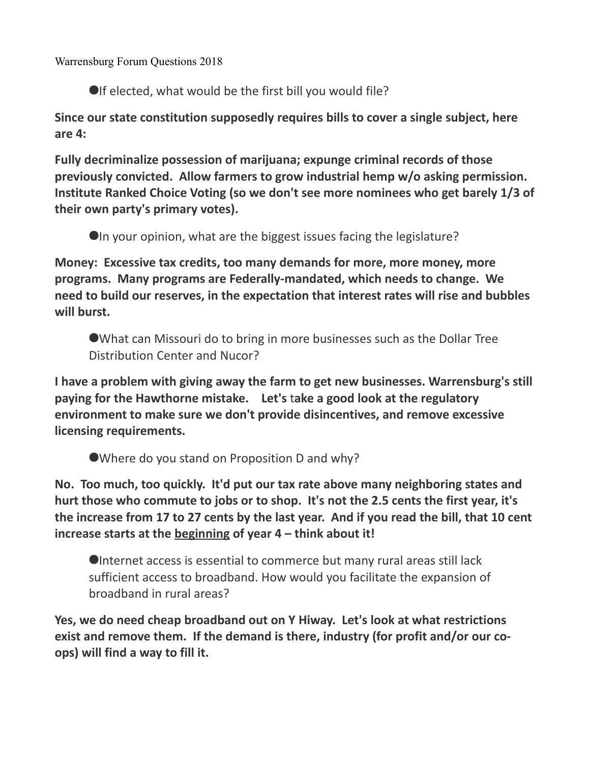Warrensburg Forum Questions 2018

● If elected, what would be the first bill you would file?

**Since our state constitution supposedly requires bills to cover a single subject, here are 4:**

**Fully decriminalize possession of marijuana; expunge criminal records of those previously convicted. Allow farmers to grow industrial hemp w/o asking permission. Institute Ranked Choice Voting (so we don't see more nominees who get barely 1/3 of their own party's primary votes).**

● In your opinion, what are the biggest issues facing the legislature?

**Money: Excessive tax credits, too many demands for more, more money, more programs. Many programs are Federally-mandated, which needs to change. We need to build our reserves, in the expectation that interest rates will rise and bubbles will burst.**

● What can Missouri do to bring in more businesses such as the Dollar Tree Distribution Center and Nucor?

**I have a problem with giving away the farm to get new businesses. Warrensburg's still paying for the Hawthorne mistake. Let's take a good look at the regulatory environment to make sure we don't provide disincentives, and remove excessive licensing requirements.**

● Where do you stand on Proposition D and why?

**No. Too much, too quickly. It'd put our tax rate above many neighboring states and hurt those who commute to jobs or to shop. It's not the 2.5 cents the first year, it's the increase from 17 to 27 cents by the last year. And if you read the bill, that 10 cent increase starts at the <u>beginning</u> of year 4 – think about it!**

● Internet access is essential to commerce but many rural areas still lack sufficient access to broadband. How would you facilitate the expansion of broadband in rural areas?

**Yes, we do need cheap broadband out on Y Hiway. Let's look at what restrictions exist and remove them. If the demand is there, industry (for profit and/or our co-ops) will find a way to fill it.**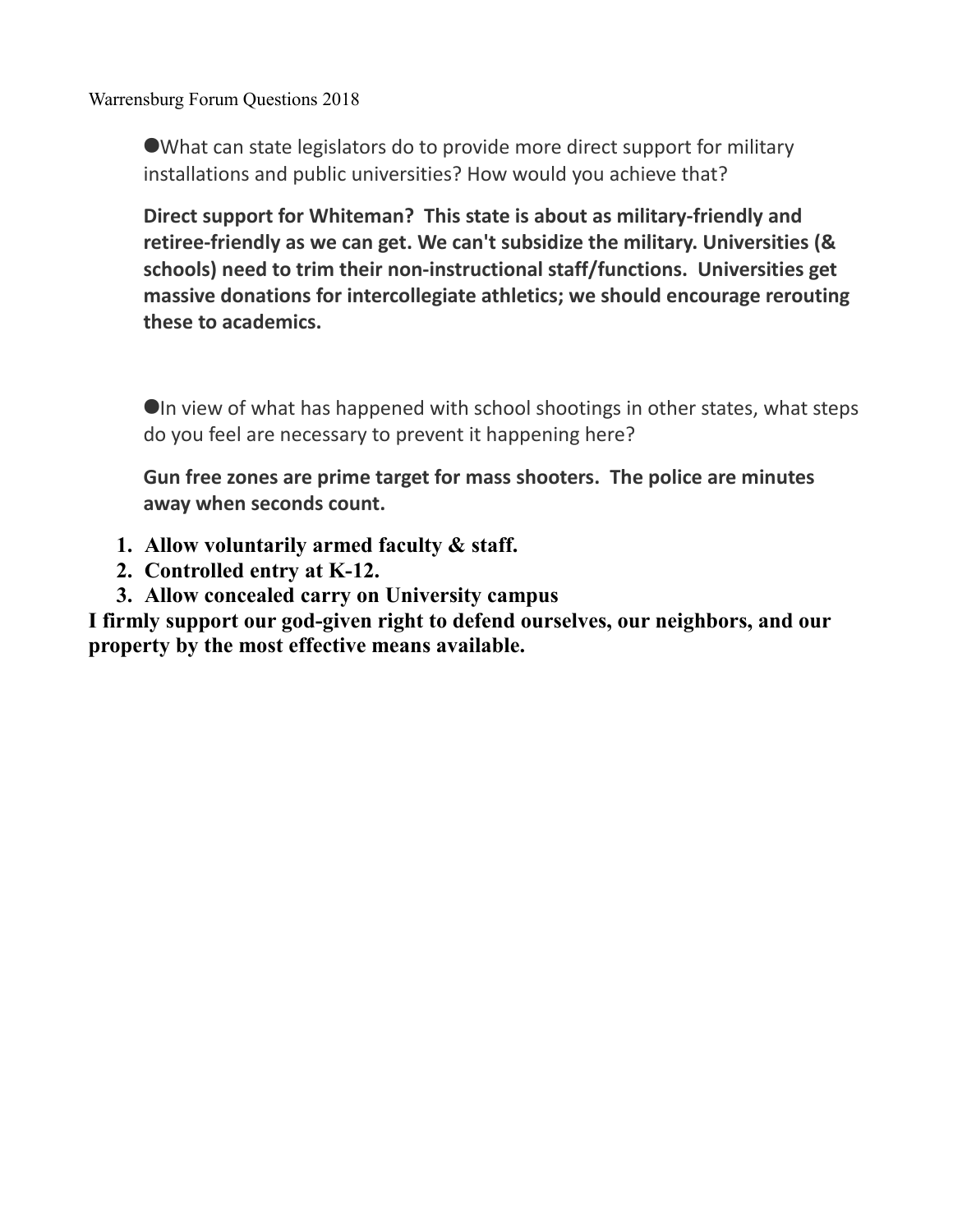Warrensburg Forum Questions 2018

- What can state legislators do to provide more direct support for military installations and public universities? How would you achieve that?

  **Direct support for Whiteman? This state is about as military-friendly and retiree-friendly as we can get. We can't subsidize the military. Universities (& schools) need to trim their non-instructional staff/functions. Universities get massive donations for intercollegiate athletics; we should encourage rerouting these to academics.**

- In view of what has happened with school shootings in other states, what steps do you feel are necessary to prevent it happening here?

  **Gun free zones are prime target for mass shooters. The police are minutes away when seconds count.**

1. **Allow voluntarily armed faculty & staff.**
2. **Controlled entry at K-12.**
3. **Allow concealed carry on University campus**

**I firmly support our god-given right to defend ourselves, our neighbors, and our property by the most effective means available.**